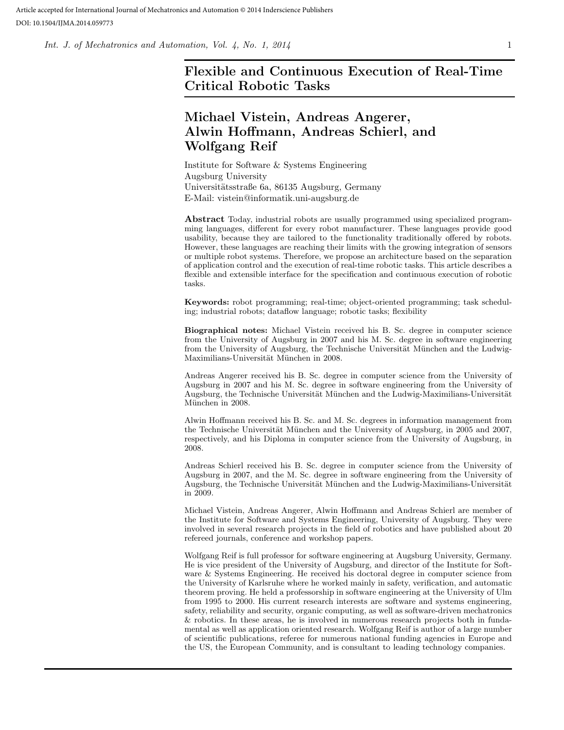Article accepted for International Journal of Mechatronics and Automation © 2014 Inderscience Publishers
DOI: 10.1504/IJMA.2014.059773

# Flexible and Continuous Execution of Real-Time Critical Robotic Tasks

## Michael Vistein, Andreas Angerer, Alwin Hoffmann, Andreas Schierl, and Wolfgang Reif

Institute for Software & Systems Engineering
Augsburg University
Universitätsstraße 6a, 86135 Augsburg, Germany
E-Mail: vistein@informatik.uni-augsburg.de

**Abstract** Today, industrial robots are usually programmed using specialized programming languages, different for every robot manufacturer. These languages provide good usability, because they are tailored to the functionality traditionally offered by robots. However, these languages are reaching their limits with the growing integration of sensors or multiple robot systems. Therefore, we propose an architecture based on the separation of application control and the execution of real-time robotic tasks. This article describes a flexible and extensible interface for the specification and continuous execution of robotic tasks.

**Keywords:** robot programming; real-time; object-oriented programming; task scheduling; industrial robots; dataflow language; robotic tasks; flexibility

**Biographical notes:** Michael Vistein received his B. Sc. degree in computer science from the University of Augsburg in 2007 and his M. Sc. degree in software engineering from the University of Augsburg, the Technische Universität München and the Ludwig-Maximilians-Universität München in 2008.

Andreas Angerer received his B. Sc. degree in computer science from the University of Augsburg in 2007 and his M. Sc. degree in software engineering from the University of Augsburg, the Technische Universität München and the Ludwig-Maximilians-Universität München in 2008.

Alwin Hoffmann received his B. Sc. and M. Sc. degrees in information management from the Technische Universität München and the University of Augsburg, in 2005 and 2007, respectively, and his Diploma in computer science from the University of Augsburg, in 2008.

Andreas Schierl received his B. Sc. degree in computer science from the University of Augsburg in 2007, and the M. Sc. degree in software engineering from the University of Augsburg, the Technische Universität München and the Ludwig-Maximilians-Universität in 2009.

Michael Vistein, Andreas Angerer, Alwin Hoffmann and Andreas Schierl are member of the Institute for Software and Systems Engineering, University of Augsburg. They were involved in several research projects in the field of robotics and have published about 20 refereed journals, conference and workshop papers.

Wolfgang Reif is full professor for software engineering at Augsburg University, Germany. He is vice president of the University of Augsburg, and director of the Institute for Software & Systems Engineering. He received his doctoral degree in computer science from the University of Karlsruhe where he worked mainly in safety, verification, and automatic theorem proving. He held a professorship in software engineering at the University of Ulm from 1995 to 2000. His current research interests are software and systems engineering, safety, reliability and security, organic computing, as well as software-driven mechatronics & robotics. In these areas, he is involved in numerous research projects both in fundamental as well as application oriented research. Wolfgang Reif is author of a large number of scientific publications, referee for numerous national funding agencies in Europe and the US, the European Community, and is consultant to leading technology companies.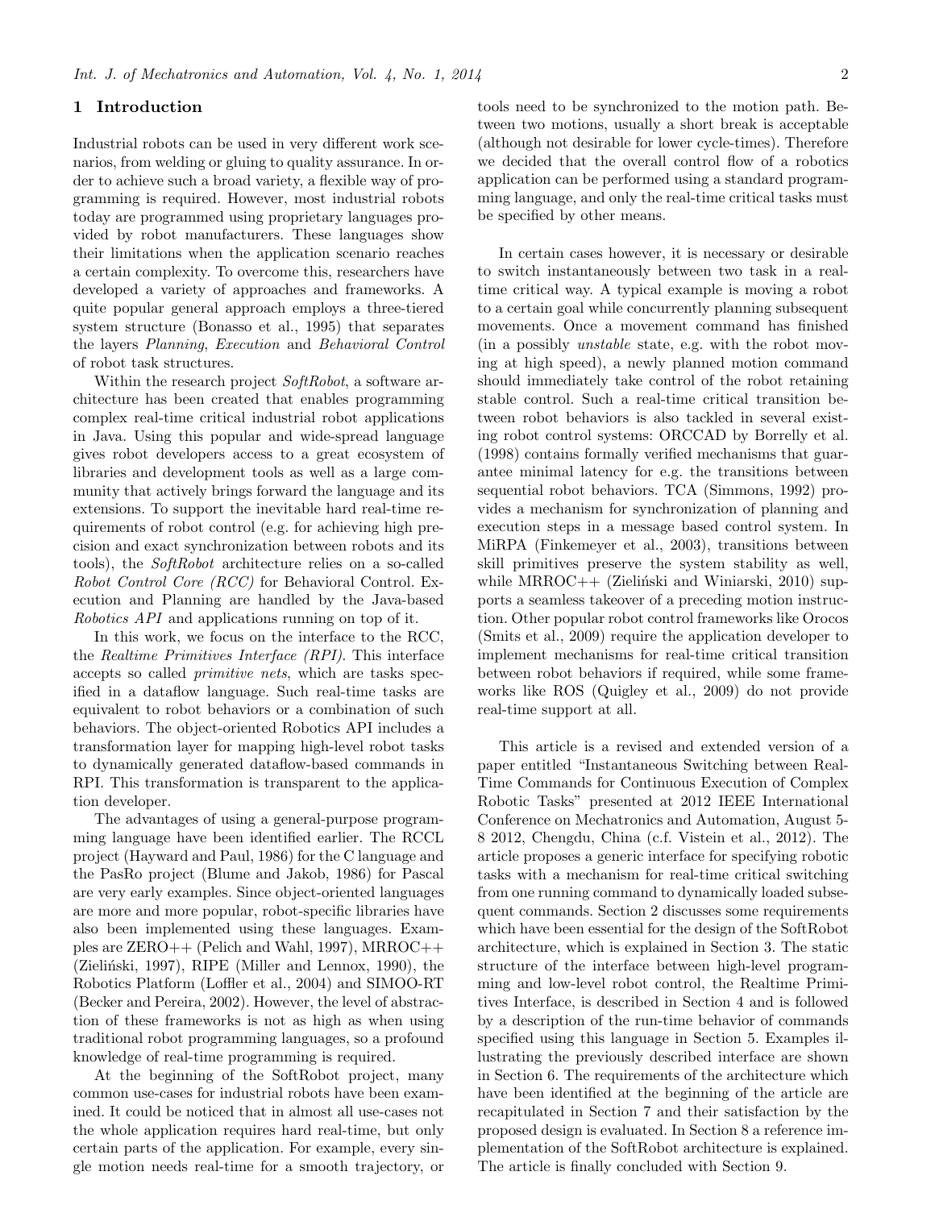## 1 Introduction

Industrial robots can be used in very different work scenarios, from welding or gluing to quality assurance. In order to achieve such a broad variety, a flexible way of programming is required. However, most industrial robots today are programmed using proprietary languages provided by robot manufacturers. These languages show their limitations when the application scenario reaches a certain complexity. To overcome this, researchers have developed a variety of approaches and frameworks. A quite popular general approach employs a three-tiered system structure (Bonasso et al., 1995) that separates the layers *Planning*, *Execution* and *Behavioral Control* of robot task structures.

Within the research project *SoftRobot*, a software architecture has been created that enables programming complex real-time critical industrial robot applications in Java. Using this popular and wide-spread language gives robot developers access to a great ecosystem of libraries and development tools as well as a large community that actively brings forward the language and its extensions. To support the inevitable hard real-time requirements of robot control (e.g. for achieving high precision and exact synchronization between robots and its tools), the *SoftRobot* architecture relies on a so-called *Robot Control Core (RCC)* for Behavioral Control. Execution and Planning are handled by the Java-based *Robotics API* and applications running on top of it.

In this work, we focus on the interface to the RCC, the *Realtime Primitives Interface (RPI)*. This interface accepts so called *primitive nets*, which are tasks specified in a dataflow language. Such real-time tasks are equivalent to robot behaviors or a combination of such behaviors. The object-oriented Robotics API includes a transformation layer for mapping high-level robot tasks to dynamically generated dataflow-based commands in RPI. This transformation is transparent to the application developer.

The advantages of using a general-purpose programming language have been identified earlier. The RCCL project (Hayward and Paul, 1986) for the C language and the PasRo project (Blume and Jakob, 1986) for Pascal are very early examples. Since object-oriented languages are more and more popular, robot-specific libraries have also been implemented using these languages. Examples are ZERO++ (Pelich and Wahl, 1997), MRROC++ (Zieliński, 1997), RIPE (Miller and Lennox, 1990), the Robotics Platform (Loffler et al., 2004) and SIMOO-RT (Becker and Pereira, 2002). However, the level of abstraction of these frameworks is not as high as when using traditional robot programming languages, so a profound knowledge of real-time programming is required.

At the beginning of the SoftRobot project, many common use-cases for industrial robots have been examined. It could be noticed that in almost all use-cases not the whole application requires hard real-time, but only certain parts of the application. For example, every single motion needs real-time for a smooth trajectory, or tools need to be synchronized to the motion path. Between two motions, usually a short break is acceptable (although not desirable for lower cycle-times). Therefore we decided that the overall control flow of a robotics application can be performed using a standard programming language, and only the real-time critical tasks must be specified by other means.

In certain cases however, it is necessary or desirable to switch instantaneously between two task in a real-time critical way. A typical example is moving a robot to a certain goal while concurrently planning subsequent movements. Once a movement command has finished (in a possibly *unstable* state, e.g. with the robot moving at high speed), a newly planned motion command should immediately take control of the robot retaining stable control. Such a real-time critical transition between robot behaviors is also tackled in several existing robot control systems: ORCCAD by Borrelly et al. (1998) contains formally verified mechanisms that guarantee minimal latency for e.g. the transitions between sequential robot behaviors. TCA (Simmons, 1992) provides a mechanism for synchronization of planning and execution steps in a message based control system. In MiRPA (Finkemeyer et al., 2003), transitions between skill primitives preserve the system stability as well, while MRROC++ (Zieliński and Winiarski, 2010) supports a seamless takeover of a preceding motion instruction. Other popular robot control frameworks like Orocos (Smits et al., 2009) require the application developer to implement mechanisms for real-time critical transition between robot behaviors if required, while some frameworks like ROS (Quigley et al., 2009) do not provide real-time support at all.

This article is a revised and extended version of a paper entitled "Instantaneous Switching between Real-Time Commands for Continuous Execution of Complex Robotic Tasks" presented at 2012 IEEE International Conference on Mechatronics and Automation, August 5-8 2012, Chengdu, China (c.f. Vistein et al., 2012). The article proposes a generic interface for specifying robotic tasks with a mechanism for real-time critical switching from one running command to dynamically loaded subsequent commands. Section 2 discusses some requirements which have been essential for the design of the SoftRobot architecture, which is explained in Section 3. The static structure of the interface between high-level programming and low-level robot control, the Realtime Primitives Interface, is described in Section 4 and is followed by a description of the run-time behavior of commands specified using this language in Section 5. Examples illustrating the previously described interface are shown in Section 6. The requirements of the architecture which have been identified at the beginning of the article are recapitulated in Section 7 and their satisfaction by the proposed design is evaluated. In Section 8 a reference implementation of the SoftRobot architecture is explained. The article is finally concluded with Section 9.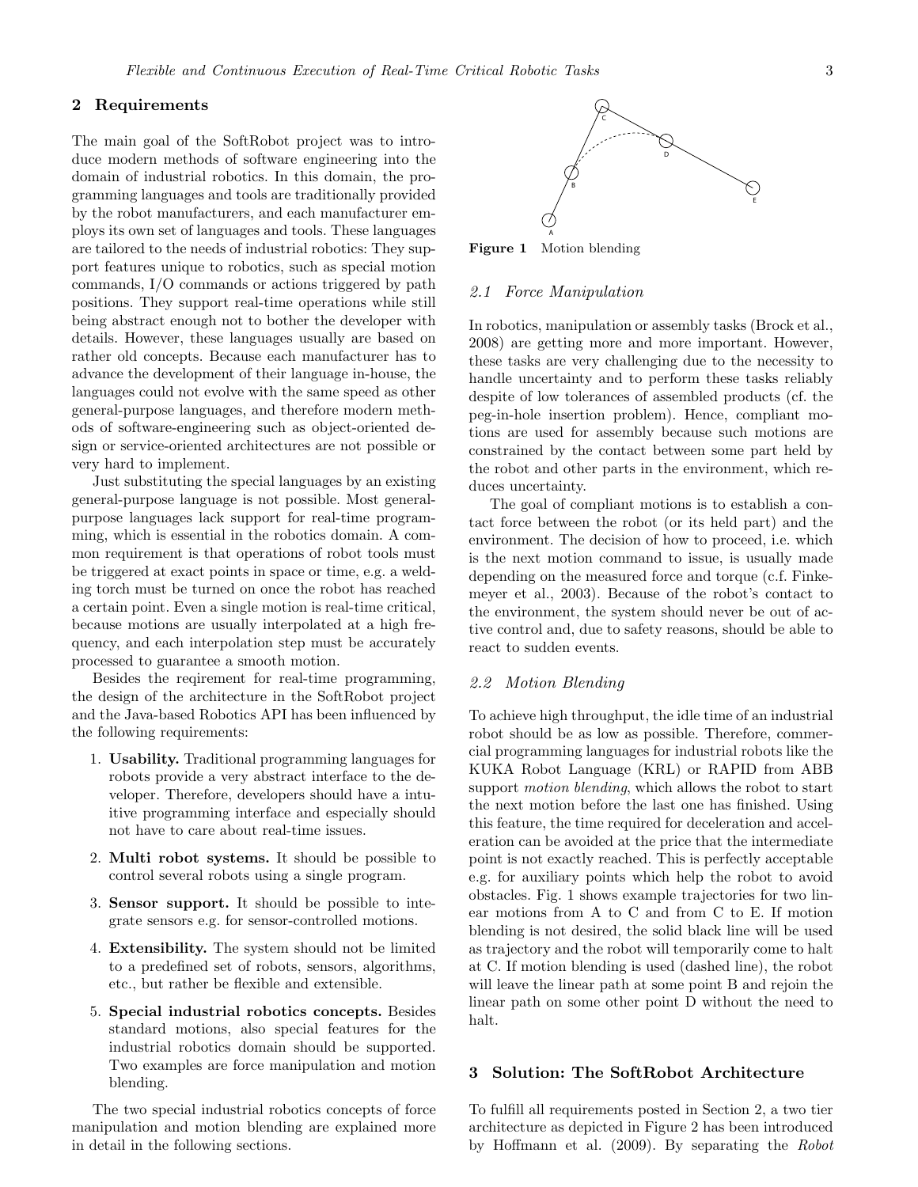## 2 Requirements

The main goal of the SoftRobot project was to introduce modern methods of software engineering into the domain of industrial robotics. In this domain, the programming languages and tools are traditionally provided by the robot manufacturers, and each manufacturer employs its own set of languages and tools. These languages are tailored to the needs of industrial robotics: They support features unique to robotics, such as special motion commands, I/O commands or actions triggered by path positions. They support real-time operations while still being abstract enough not to bother the developer with details. However, these languages usually are based on rather old concepts. Because each manufacturer has to advance the development of their language in-house, the languages could not evolve with the same speed as other general-purpose languages, and therefore modern methods of software-engineering such as object-oriented design or service-oriented architectures are not possible or very hard to implement.

Just substituting the special languages by an existing general-purpose language is not possible. Most general-purpose languages lack support for real-time programming, which is essential in the robotics domain. A common requirement is that operations of robot tools must be triggered at exact points in space or time, e.g. a welding torch must be turned on once the robot has reached a certain point. Even a single motion is real-time critical, because motions are usually interpolated at a high frequency, and each interpolation step must be accurately processed to guarantee a smooth motion.

Besides the reqirement for real-time programming, the design of the architecture in the SoftRobot project and the Java-based Robotics API has been influenced by the following requirements:

1. **Usability.** Traditional programming languages for robots provide a very abstract interface to the developer. Therefore, developers should have a intuitive programming interface and especially should not have to care about real-time issues.
2. **Multi robot systems.** It should be possible to control several robots using a single program.
3. **Sensor support.** It should be possible to integrate sensors e.g. for sensor-controlled motions.
4. **Extensibility.** The system should not be limited to a predefined set of robots, sensors, algorithms, etc., but rather be flexible and extensible.
5. **Special industrial robotics concepts.** Besides standard motions, also special features for the industrial robotics domain should be supported. Two examples are force manipulation and motion blending.

The two special industrial robotics concepts of force manipulation and motion blending are explained more in detail in the following sections.

**Figure 1** Motion blending

### 2.1 Force Manipulation

In robotics, manipulation or assembly tasks (Brock et al., 2008) are getting more and more important. However, these tasks are very challenging due to the necessity to handle uncertainty and to perform these tasks reliably despite of low tolerances of assembled products (cf. the peg-in-hole insertion problem). Hence, compliant motions are used for assembly because such motions are constrained by the contact between some part held by the robot and other parts in the environment, which reduces uncertainty.

The goal of compliant motions is to establish a contact force between the robot (or its held part) and the environment. The decision of how to proceed, i.e. which is the next motion command to issue, is usually made depending on the measured force and torque (c.f. Finkemeyer et al., 2003). Because of the robot's contact to the environment, the system should never be out of active control and, due to safety reasons, should be able to react to sudden events.

### 2.2 Motion Blending

To achieve high throughput, the idle time of an industrial robot should be as low as possible. Therefore, commercial programming languages for industrial robots like the KUKA Robot Language (KRL) or RAPID from ABB support *motion blending*, which allows the robot to start the next motion before the last one has finished. Using this feature, the time required for deceleration and acceleration can be avoided at the price that the intermediate point is not exactly reached. This is perfectly acceptable e.g. for auxiliary points which help the robot to avoid obstacles. Fig. 1 shows example trajectories for two linear motions from A to C and from C to E. If motion blending is not desired, the solid black line will be used as trajectory and the robot will temporarily come to halt at C. If motion blending is used (dashed line), the robot will leave the linear path at some point B and rejoin the linear path on some other point D without the need to halt.

## 3 Solution: The SoftRobot Architecture

To fulfill all requirements posted in Section 2, a two tier architecture as depicted in Figure 2 has been introduced by Hoffmann et al. (2009). By separating the *Robot*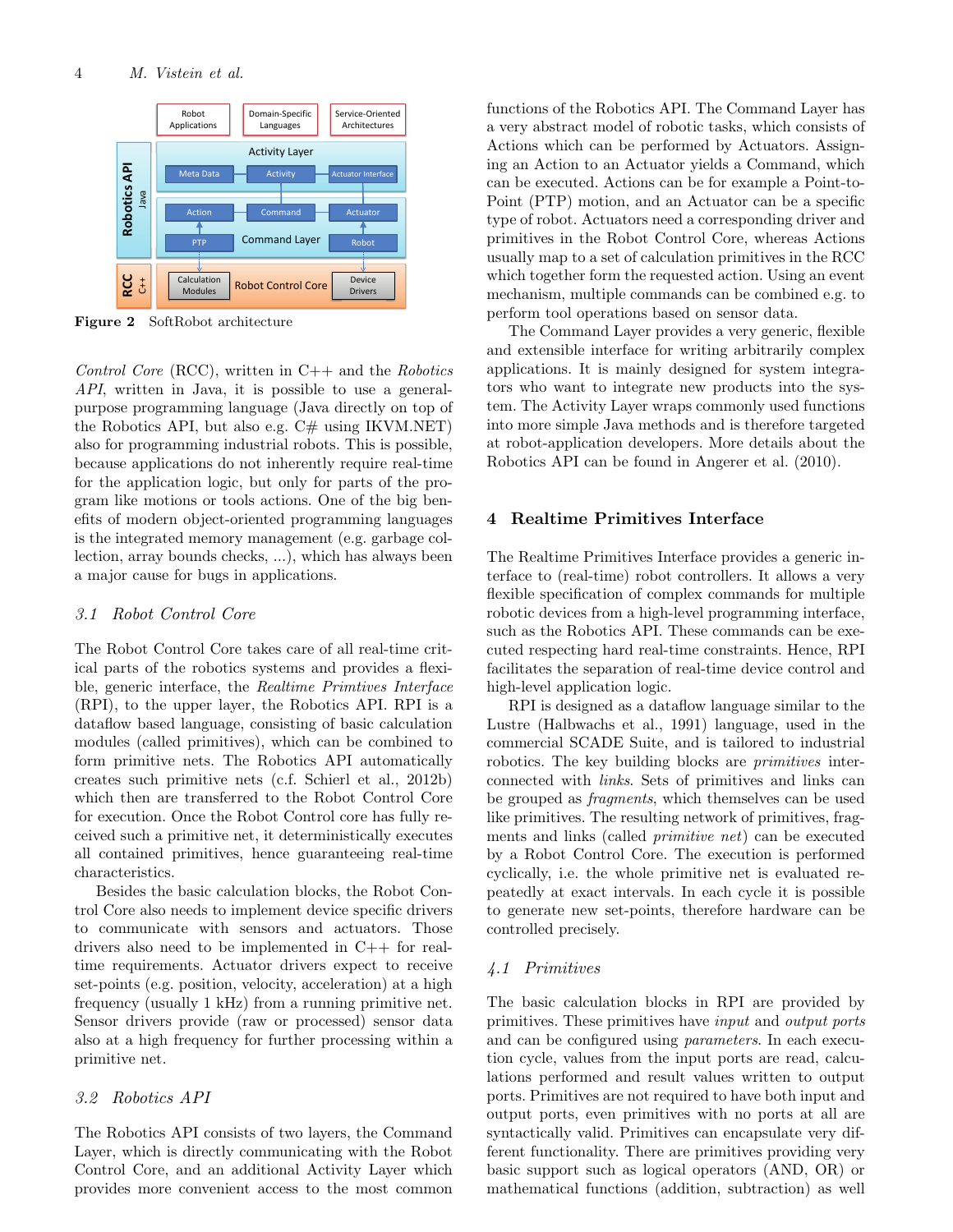**Figure 2** SoftRobot architecture

*Control Core* (RCC), written in C++ and the *Robotics API*, written in Java, it is possible to use a general-purpose programming language (Java directly on top of the Robotics API, but also e.g. C# using IKVM.NET) also for programming industrial robots. This is possible, because applications do not inherently require real-time for the application logic, but only for parts of the program like motions or tools actions. One of the big benefits of modern object-oriented programming languages is the integrated memory management (e.g. garbage collection, array bounds checks, ...), which has always been a major cause for bugs in applications.

### 3.1 Robot Control Core

The Robot Control Core takes care of all real-time critical parts of the robotics systems and provides a flexible, generic interface, the *Realtime Primtives Interface* (RPI), to the upper layer, the Robotics API. RPI is a dataflow based language, consisting of basic calculation modules (called primitives), which can be combined to form primitive nets. The Robotics API automatically creates such primitive nets (c.f. Schierl et al., 2012b) which then are transferred to the Robot Control Core for execution. Once the Robot Control core has fully received such a primitive net, it deterministically executes all contained primitives, hence guaranteeing real-time characteristics.

Besides the basic calculation blocks, the Robot Control Core also needs to implement device specific drivers to communicate with sensors and actuators. Those drivers also need to be implemented in C++ for real-time requirements. Actuator drivers expect to receive set-points (e.g. position, velocity, acceleration) at a high frequency (usually 1 kHz) from a running primitive net. Sensor drivers provide (raw or processed) sensor data also at a high frequency for further processing within a primitive net.

### 3.2 Robotics API

The Robotics API consists of two layers, the Command Layer, which is directly communicating with the Robot Control Core, and an additional Activity Layer which provides more convenient access to the most common functions of the Robotics API. The Command Layer has a very abstract model of robotic tasks, which consists of Actions which can be performed by Actuators. Assigning an Action to an Actuator yields a Command, which can be executed. Actions can be for example a Point-to-Point (PTP) motion, and an Actuator can be a specific type of robot. Actuators need a corresponding driver and primitives in the Robot Control Core, whereas Actions usually map to a set of calculation primitives in the RCC which together form the requested action. Using an event mechanism, multiple commands can be combined e.g. to perform tool operations based on sensor data.

The Command Layer provides a very generic, flexible and extensible interface for writing arbitrarily complex applications. It is mainly designed for system integrators who want to integrate new products into the system. The Activity Layer wraps commonly used functions into more simple Java methods and is therefore targeted at robot-application developers. More details about the Robotics API can be found in Angerer et al. (2010).

## 4 Realtime Primitives Interface

The Realtime Primitives Interface provides a generic interface to (real-time) robot controllers. It allows a very flexible specification of complex commands for multiple robotic devices from a high-level programming interface, such as the Robotics API. These commands can be executed respecting hard real-time constraints. Hence, RPI facilitates the separation of real-time device control and high-level application logic.

RPI is designed as a dataflow language similar to the Lustre (Halbwachs et al., 1991) language, used in the commercial SCADE Suite, and is tailored to industrial robotics. The key building blocks are *primitives* interconnected with *links*. Sets of primitives and links can be grouped as *fragments*, which themselves can be used like primitives. The resulting network of primitives, fragments and links (called *primitive net*) can be executed by a Robot Control Core. The execution is performed cyclically, i.e. the whole primitive net is evaluated repeatedly at exact intervals. In each cycle it is possible to generate new set-points, therefore hardware can be controlled precisely.

### 4.1 Primitives

The basic calculation blocks in RPI are provided by primitives. These primitives have *input* and *output ports* and can be configured using *parameters*. In each execution cycle, values from the input ports are read, calculations performed and result values written to output ports. Primitives are not required to have both input and output ports, even primitives with no ports at all are syntactically valid. Primitives can encapsulate very different functionality. There are primitives providing very basic support such as logical operators (AND, OR) or mathematical functions (addition, subtraction) as well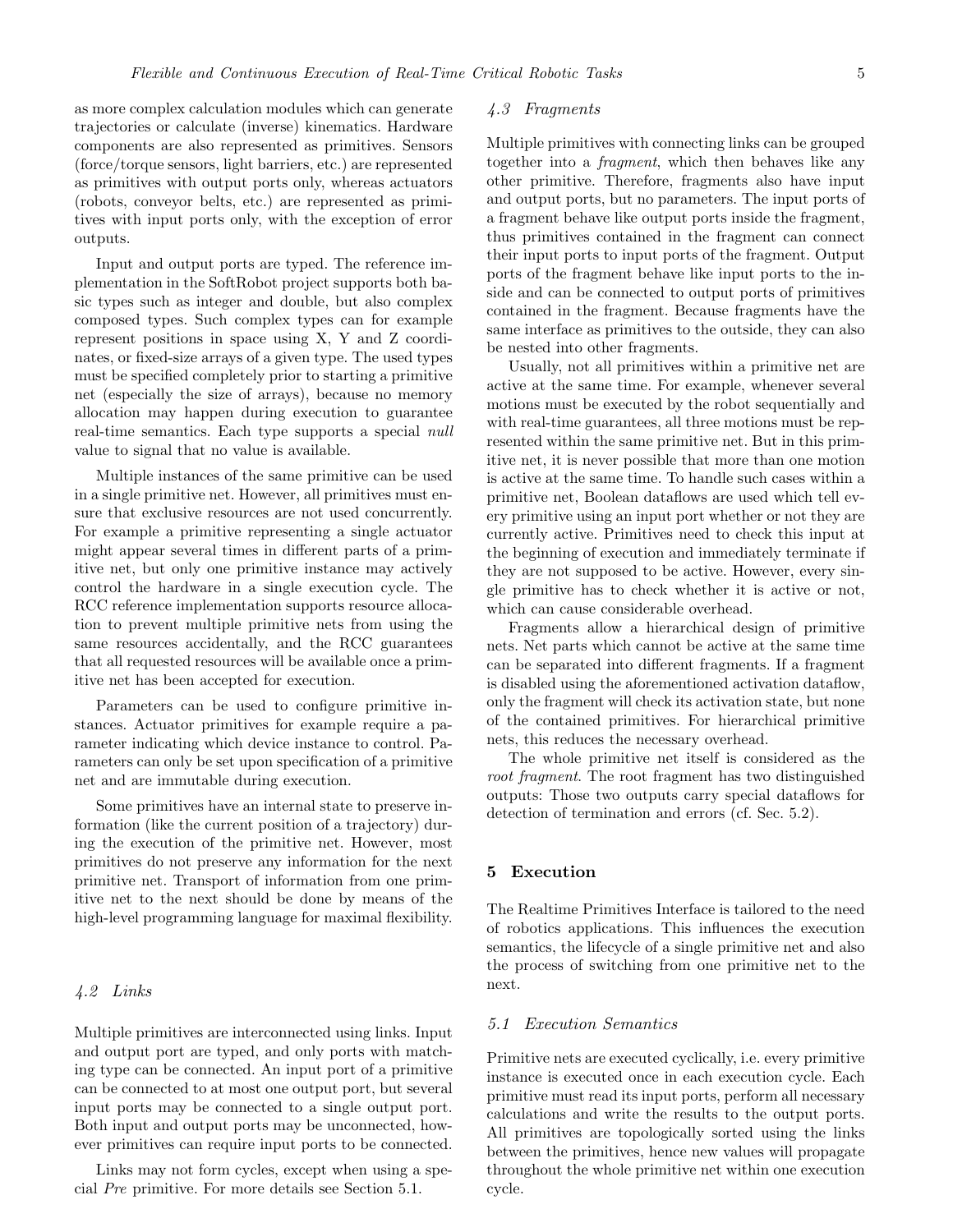as more complex calculation modules which can generate trajectories or calculate (inverse) kinematics. Hardware components are also represented as primitives. Sensors (force/torque sensors, light barriers, etc.) are represented as primitives with output ports only, whereas actuators (robots, conveyor belts, etc.) are represented as primitives with input ports only, with the exception of error outputs.

Input and output ports are typed. The reference implementation in the SoftRobot project supports both basic types such as integer and double, but also complex composed types. Such complex types can for example represent positions in space using X, Y and Z coordinates, or fixed-size arrays of a given type. The used types must be specified completely prior to starting a primitive net (especially the size of arrays), because no memory allocation may happen during execution to guarantee real-time semantics. Each type supports a special *null* value to signal that no value is available.

Multiple instances of the same primitive can be used in a single primitive net. However, all primitives must ensure that exclusive resources are not used concurrently. For example a primitive representing a single actuator might appear several times in different parts of a primitive net, but only one primitive instance may actively control the hardware in a single execution cycle. The RCC reference implementation supports resource allocation to prevent multiple primitive nets from using the same resources accidentally, and the RCC guarantees that all requested resources will be available once a primitive net has been accepted for execution.

Parameters can be used to configure primitive instances. Actuator primitives for example require a parameter indicating which device instance to control. Parameters can only be set upon specification of a primitive net and are immutable during execution.

Some primitives have an internal state to preserve information (like the current position of a trajectory) during the execution of the primitive net. However, most primitives do not preserve any information for the next primitive net. Transport of information from one primitive net to the next should be done by means of the high-level programming language for maximal flexibility.

### *4.2 Links*

Multiple primitives are interconnected using links. Input and output port are typed, and only ports with matching type can be connected. An input port of a primitive can be connected to at most one output port, but several input ports may be connected to a single output port. Both input and output ports may be unconnected, however primitives can require input ports to be connected.

Links may not form cycles, except when using a special *Pre* primitive. For more details see Section 5.1.

### *4.3 Fragments*

Multiple primitives with connecting links can be grouped together into a *fragment*, which then behaves like any other primitive. Therefore, fragments also have input and output ports, but no parameters. The input ports of a fragment behave like output ports inside the fragment, thus primitives contained in the fragment can connect their input ports to input ports of the fragment. Output ports of the fragment behave like input ports to the inside and can be connected to output ports of primitives contained in the fragment. Because fragments have the same interface as primitives to the outside, they can also be nested into other fragments.

Usually, not all primitives within a primitive net are active at the same time. For example, whenever several motions must be executed by the robot sequentially and with real-time guarantees, all three motions must be represented within the same primitive net. But in this primitive net, it is never possible that more than one motion is active at the same time. To handle such cases within a primitive net, Boolean dataflows are used which tell every primitive using an input port whether or not they are currently active. Primitives need to check this input at the beginning of execution and immediately terminate if they are not supposed to be active. However, every single primitive has to check whether it is active or not, which can cause considerable overhead.

Fragments allow a hierarchical design of primitive nets. Net parts which cannot be active at the same time can be separated into different fragments. If a fragment is disabled using the aforementioned activation dataflow, only the fragment will check its activation state, but none of the contained primitives. For hierarchical primitive nets, this reduces the necessary overhead.

The whole primitive net itself is considered as the *root fragment*. The root fragment has two distinguished outputs: Those two outputs carry special dataflows for detection of termination and errors (cf. Sec. 5.2).

## 5 Execution

The Realtime Primitives Interface is tailored to the need of robotics applications. This influences the execution semantics, the lifecycle of a single primitive net and also the process of switching from one primitive net to the next.

### *5.1 Execution Semantics*

Primitive nets are executed cyclically, i.e. every primitive instance is executed once in each execution cycle. Each primitive must read its input ports, perform all necessary calculations and write the results to the output ports. All primitives are topologically sorted using the links between the primitives, hence new values will propagate throughout the whole primitive net within one execution cycle.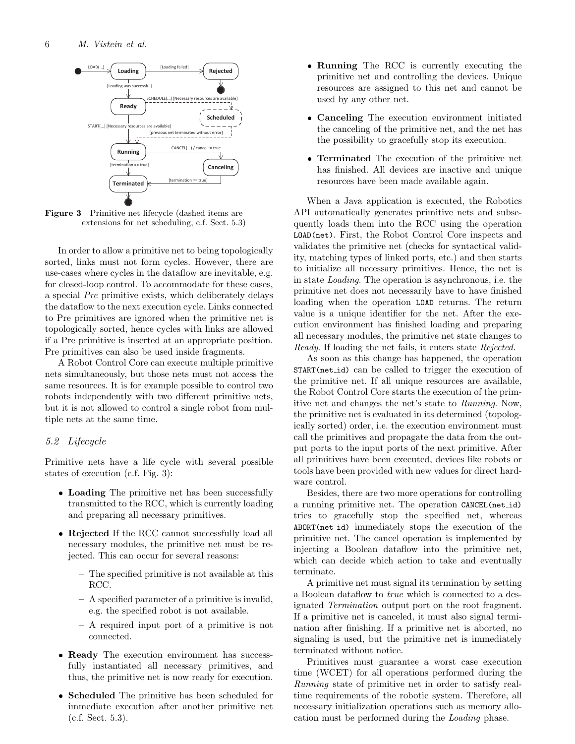Figure 3 Primitive net lifecycle (dashed items are extensions for net scheduling, c.f. Sect. 5.3)

In order to allow a primitive net to being topologically sorted, links must not form cycles. However, there are use-cases where cycles in the dataflow are inevitable, e.g. for closed-loop control. To accommodate for these cases, a special *Pre* primitive exists, which deliberately delays the dataflow to the next execution cycle. Links connected to Pre primitives are ignored when the primitive net is topologically sorted, hence cycles with links are allowed if a Pre primitive is inserted at an appropriate position. Pre primitives can also be used inside fragments.

A Robot Control Core can execute multiple primitive nets simultaneously, but those nets must not access the same resources. It is for example possible to control two robots independently with two different primitive nets, but it is not allowed to control a single robot from multiple nets at the same time.

### 5.2 Lifecycle

Primitive nets have a life cycle with several possible states of execution (c.f. Fig. 3):

- **Loading** The primitive net has been successfully transmitted to the RCC, which is currently loading and preparing all necessary primitives.
- **Rejected** If the RCC cannot successfully load all necessary modules, the primitive net must be rejected. This can occur for several reasons:
  - The specified primitive is not available at this RCC.
  - A specified parameter of a primitive is invalid, e.g. the specified robot is not available.
  - A required input port of a primitive is not connected.
- **Ready** The execution environment has successfully instantiated all necessary primitives, and thus, the primitive net is now ready for execution.
- **Scheduled** The primitive has been scheduled for immediate execution after another primitive net (c.f. Sect. 5.3).
- **Running** The RCC is currently executing the primitive net and controlling the devices. Unique resources are assigned to this net and cannot be used by any other net.
- **Canceling** The execution environment initiated the canceling of the primitive net, and the net has the possibility to gracefully stop its execution.
- **Terminated** The execution of the primitive net has finished. All devices are inactive and unique resources have been made available again.

When a Java application is executed, the Robotics API automatically generates primitive nets and subsequently loads them into the RCC using the operation `LOAD(net)`. First, the Robot Control Core inspects and validates the primitive net (checks for syntactical validity, matching types of linked ports, etc.) and then starts to initialize all necessary primitives. Hence, the net is in state *Loading*. The operation is asynchronous, i.e. the primitive net does not necessarily have to have finished loading when the operation `LOAD` returns. The return value is a unique identifier for the net. After the execution environment has finished loading and preparing all necessary modules, the primitive net state changes to *Ready*. If loading the net fails, it enters state *Rejected*.

As soon as this change has happened, the operation `START(net_id)` can be called to trigger the execution of the primitive net. If all unique resources are available, the Robot Control Core starts the execution of the primitive net and changes the net's state to *Running*. Now, the primitive net is evaluated in its determined (topologically sorted) order, i.e. the execution environment must call the primitives and propagate the data from the output ports to the input ports of the next primitive. After all primitives have been executed, devices like robots or tools have been provided with new values for direct hardware control.

Besides, there are two more operations for controlling a running primitive net. The operation `CANCEL(net_id)` tries to gracefully stop the specified net, whereas `ABORT(net_id)` immediately stops the execution of the primitive net. The cancel operation is implemented by injecting a Boolean dataflow into the primitive net, which can decide which action to take and eventually terminate.

A primitive net must signal its termination by setting a Boolean dataflow to *true* which is connected to a designated *Termination* output port on the root fragment. If a primitive net is canceled, it must also signal termination after finishing. If a primitive net is aborted, no signaling is used, but the primitive net is immediately terminated without notice.

Primitives must guarantee a worst case execution time (WCET) for all operations performed during the *Running* state of primitive net in order to satisfy real-time requirements of the robotic system. Therefore, all necessary initialization operations such as memory allocation must be performed during the *Loading* phase.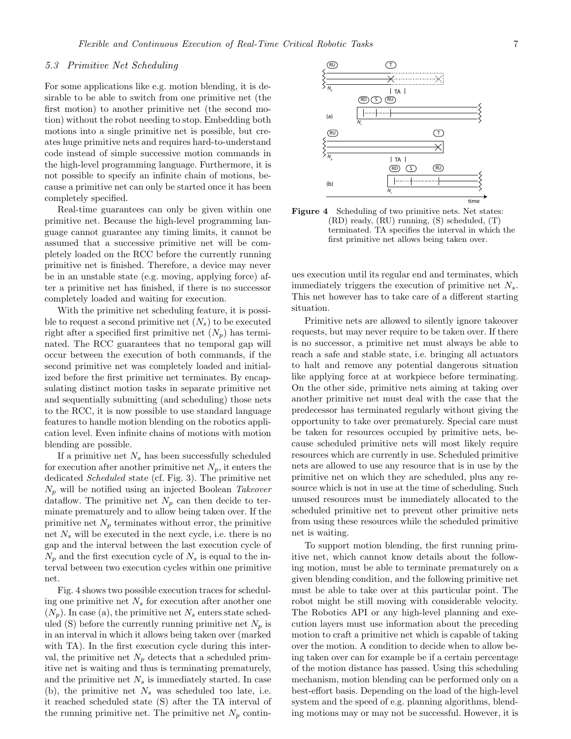### 5.3 Primitive Net Scheduling

For some applications like e.g. motion blending, it is desirable to be able to switch from one primitive net (the first motion) to another primitive net (the second motion) without the robot needing to stop. Embedding both motions into a single primitive net is possible, but creates huge primitive nets and requires hard-to-understand code instead of simple successive motion commands in the high-level programming language. Furthermore, it is not possible to specify an infinite chain of motions, because a primitive net can only be started once it has been completely specified.

Real-time guarantees can only be given within one primitive net. Because the high-level programming language cannot guarantee any timing limits, it cannot be assumed that a successive primitive net will be completely loaded on the RCC before the currently running primitive net is finished. Therefore, a device may never be in an unstable state (e.g. moving, applying force) after a primitive net has finished, if there is no successor completely loaded and waiting for execution.

With the primitive net scheduling feature, it is possible to request a second primitive net ($N_s$) to be executed right after a specified first primitive net ($N_p$) has terminated. The RCC guarantees that no temporal gap will occur between the execution of both commands, if the second primitive net was completely loaded and initialized before the first primitive net terminates. By encapsulating distinct motion tasks in separate primitive net and sequentially submitting (and scheduling) those nets to the RCC, it is now possible to use standard language features to handle motion blending on the robotics application level. Even infinite chains of motions with motion blending are possible.

If a primitive net $N_s$ has been successfully scheduled for execution after another primitive net $N_p$, it enters the dedicated *Scheduled* state (cf. Fig. 3). The primitive net $N_p$ will be notified using an injected Boolean *Takeover* dataflow. The primitive net $N_p$ can then decide to terminate prematurely and to allow being taken over. If the primitive net $N_p$ terminates without error, the primitive net $N_s$ will be executed in the next cycle, i.e. there is no gap and the interval between the last execution cycle of $N_p$ and the first execution cycle of $N_s$ is equal to the interval between two execution cycles within one primitive net.

Fig. 4 shows two possible execution traces for scheduling one primitive net $N_s$ for execution after another one ($N_p$). In case (a), the primitive net $N_s$ enters state scheduled (S) before the currently running primitive net $N_p$ is in an interval in which it allows being taken over (marked with TA). In the first execution cycle during this interval, the primitive net $N_p$ detects that a scheduled primitive net is waiting and thus is terminating prematurely, and the primitive net $N_s$ is immediately started. In case (b), the primitive net $N_s$ was scheduled too late, i.e. it reached scheduled state (S) after the TA interval of the running primitive net. The primitive net $N_p$ continues execution until its regular end and terminates, which immediately triggers the execution of primitive net $N_s$. This net however has to take care of a different starting situation.

**Figure 4** Scheduling of two primitive nets. Net states: (RD) ready, (RU) running, (S) scheduled, (T) terminated. TA specifies the interval in which the first primitive net allows being taken over.

Primitive nets are allowed to silently ignore takeover requests, but may never require to be taken over. If there is no successor, a primitive net must always be able to reach a safe and stable state, i.e. bringing all actuators to halt and remove any potential dangerous situation like applying force at at workpiece before terminating. On the other side, primitive nets aiming at taking over another primitive net must deal with the case that the predecessor has terminated regularly without giving the opportunity to take over prematurely. Special care must be taken for resources occupied by primitive nets, because scheduled primitive nets will most likely require resources which are currently in use. Scheduled primitive nets are allowed to use any resource that is in use by the primitive net on which they are scheduled, plus any resource which is not in use at the time of scheduling. Such unused resources must be immediately allocated to the scheduled primitive net to prevent other primitive nets from using these resources while the scheduled primitive net is waiting.

To support motion blending, the first running primitive net, which cannot know details about the following motion, must be able to terminate prematurely on a given blending condition, and the following primitive net must be able to take over at this particular point. The robot might be still moving with considerable velocity. The Robotics API or any high-level planning and execution layers must use information about the preceding motion to craft a primitive net which is capable of taking over the motion. A condition to decide when to allow being taken over can for example be if a certain percentage of the motion distance has passed. Using this scheduling mechanism, motion blending can be performed only on a best-effort basis. Depending on the load of the high-level system and the speed of e.g. planning algorithms, blending motions may or may not be successful. However, it is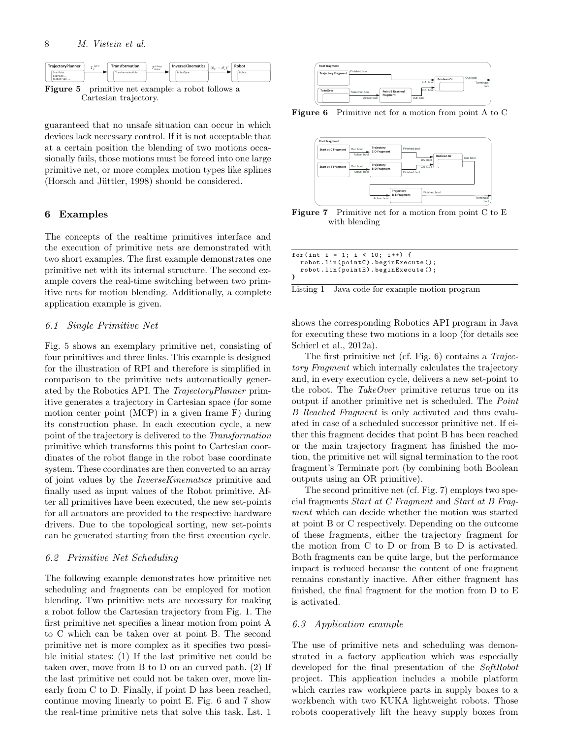Figure 5 primitive net example: a robot follows a Cartesian trajectory.

guaranteed that no unsafe situation can occur in which devices lack necessary control. If it is not acceptable that at a certain position the blending of two motions occasionally fails, those motions must be forced into one large primitive net, or more complex motion types like splines (Horsch and Jüttler, 1998) should be considered.

## 6 Examples

The concepts of the realtime primitives interface and the execution of primitive nets are demonstrated with two short examples. The first example demonstrates one primitive net with its internal structure. The second example covers the real-time switching between two primitive nets for motion blending. Additionally, a complete application example is given.

### 6.1 Single Primitive Net

Fig. 5 shows an exemplary primitive net, consisting of four primitives and three links. This example is designed for the illustration of RPI and therefore is simplified in comparison to the primitive nets automatically generated by the Robotics API. The *TrajectoryPlanner* primitive generates a trajectory in Cartesian space (for some motion center point (MCP) in a given frame F) during its construction phase. In each execution cycle, a new point of the trajectory is delivered to the *Transformation* primitive which transforms this point to Cartesian coordinates of the robot flange in the robot base coordinate system. These coordinates are then converted to an array of joint values by the *InverseKinematics* primitive and finally used as input values of the Robot primitive. After all primitives have been executed, the new set-points for all actuators are provided to the respective hardware drivers. Due to the topological sorting, new set-points can be generated starting from the first execution cycle.

### 6.2 Primitive Net Scheduling

The following example demonstrates how primitive net scheduling and fragments can be employed for motion blending. Two primitive nets are necessary for making a robot follow the Cartesian trajectory from Fig. 1. The first primitive net specifies a linear motion from point A to C which can be taken over at point B. The second primitive net is more complex as it specifies two possible initial states: (1) If the last primitive net could be taken over, move from B to D on an curved path. (2) If the last primitive net could not be taken over, move linearly from C to D. Finally, if point D has been reached, continue moving linearly to point E. Fig. 6 and 7 show the real-time primitive nets that solve this task. Lst. 1

Figure 6 Primitive net for a motion from point A to C

Figure 7 Primitive net for a motion from point C to E with blending

```
for(int i = 1; i < 10; i++) {
  robot.lin(pointC).beginExecute();
  robot.lin(pointE).beginExecute();
}
```

Listing 1 Java code for example motion program

shows the corresponding Robotics API program in Java for executing these two motions in a loop (for details see Schierl et al., 2012a).

The first primitive net (cf. Fig. 6) contains a *Trajectory Fragment* which internally calculates the trajectory and, in every execution cycle, delivers a new set-point to the robot. The *TakeOver* primitive returns true on its output if another primitive net is scheduled. The *Point B Reached Fragment* is only activated and thus evaluated in case of a scheduled successor primitive net. If either this fragment decides that point B has been reached or the main trajectory fragment has finished the motion, the primitive net will signal termination to the root fragment's Terminate port (by combining both Boolean outputs using an OR primitive).

The second primitive net (cf. Fig. 7) employs two special fragments *Start at C Fragment* and *Start at B Fragment* which can decide whether the motion was started at point B or C respectively. Depending on the outcome of these fragments, either the trajectory fragment for the motion from C to D or from B to D is activated. Both fragments can be quite large, but the performance impact is reduced because the content of one fragment remains constantly inactive. After either fragment has finished, the final fragment for the motion from D to E is activated.

### 6.3 Application example

The use of primitive nets and scheduling was demonstrated in a factory application which was especially developed for the final presentation of the *SoftRobot* project. This application includes a mobile platform which carries raw workpiece parts in supply boxes to a workbench with two KUKA lightweight robots. Those robots cooperatively lift the heavy supply boxes from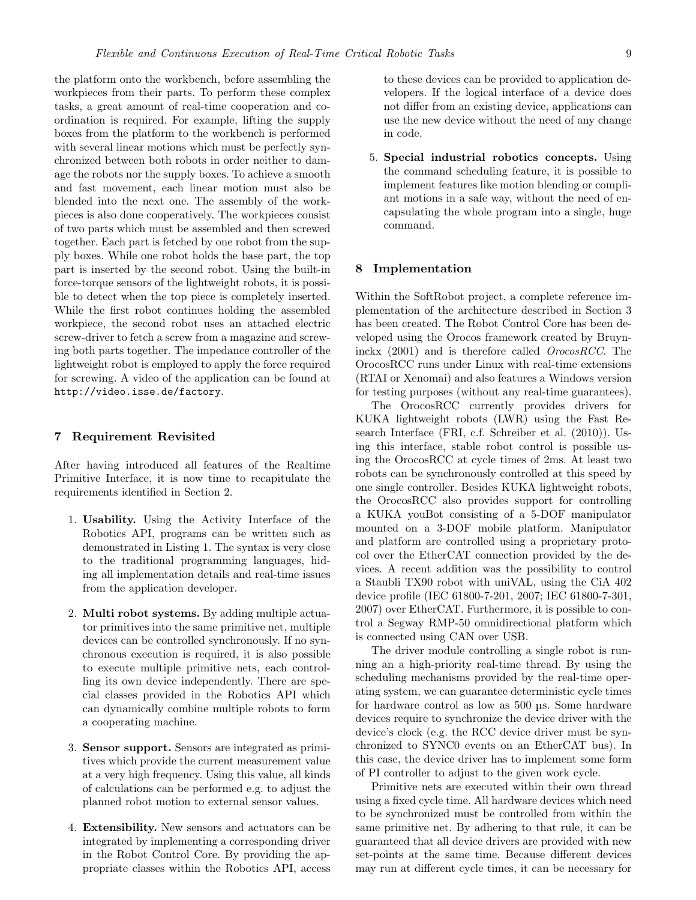the platform onto the workbench, before assembling the workpieces from their parts. To perform these complex tasks, a great amount of real-time cooperation and coordination is required. For example, lifting the supply boxes from the platform to the workbench is performed with several linear motions which must be perfectly synchronized between both robots in order neither to damage the robots nor the supply boxes. To achieve a smooth and fast movement, each linear motion must also be blended into the next one. The assembly of the workpieces is also done cooperatively. The workpieces consist of two parts which must be assembled and then screwed together. Each part is fetched by one robot from the supply boxes. While one robot holds the base part, the top part is inserted by the second robot. Using the built-in force-torque sensors of the lightweight robots, it is possible to detect when the top piece is completely inserted. While the first robot continues holding the assembled workpiece, the second robot uses an attached electric screw-driver to fetch a screw from a magazine and screwing both parts together. The impedance controller of the lightweight robot is employed to apply the force required for screwing. A video of the application can be found at http://video.isse.de/factory.

## 7 Requirement Revisited

After having introduced all features of the Realtime Primitive Interface, it is now time to recapitulate the requirements identified in Section 2.

1. **Usability.** Using the Activity Interface of the Robotics API, programs can be written such as demonstrated in Listing 1. The syntax is very close to the traditional programming languages, hiding all implementation details and real-time issues from the application developer.
2. **Multi robot systems.** By adding multiple actuator primitives into the same primitive net, multiple devices can be controlled synchronously. If no synchronous execution is required, it is also possible to execute multiple primitive nets, each controlling its own device independently. There are special classes provided in the Robotics API which can dynamically combine multiple robots to form a cooperating machine.
3. **Sensor support.** Sensors are integrated as primitives which provide the current measurement value at a very high frequency. Using this value, all kinds of calculations can be performed e.g. to adjust the planned robot motion to external sensor values.
4. **Extensibility.** New sensors and actuators can be integrated by implementing a corresponding driver in the Robot Control Core. By providing the appropriate classes within the Robotics API, access to these devices can be provided to application developers. If the logical interface of a device does not differ from an existing device, applications can use the new device without the need of any change in code.
5. **Special industrial robotics concepts.** Using the command scheduling feature, it is possible to implement features like motion blending or compliant motions in a safe way, without the need of encapsulating the whole program into a single, huge command.

## 8 Implementation

Within the SoftRobot project, a complete reference implementation of the architecture described in Section 3 has been created. The Robot Control Core has been developed using the Orocos framework created by Bruyninckx (2001) and is therefore called *OrocosRCC*. The OrocosRCC runs under Linux with real-time extensions (RTAI or Xenomai) and also features a Windows version for testing purposes (without any real-time guarantees).

The OrocosRCC currently provides drivers for KUKA lightweight robots (LWR) using the Fast Research Interface (FRI, c.f. Schreiber et al. (2010)). Using this interface, stable robot control is possible using the OrocosRCC at cycle times of 2ms. At least two robots can be synchronously controlled at this speed by one single controller. Besides KUKA lightweight robots, the OrocosRCC also provides support for controlling a KUKA youBot consisting of a 5-DOF manipulator mounted on a 3-DOF mobile platform. Manipulator and platform are controlled using a proprietary protocol over the EtherCAT connection provided by the devices. A recent addition was the possibility to control a Staubli TX90 robot with uniVAL, using the CiA 402 device profile (IEC 61800-7-201, 2007; IEC 61800-7-301, 2007) over EtherCAT. Furthermore, it is possible to control a Segway RMP-50 omnidirectional platform which is connected using CAN over USB.

The driver module controlling a single robot is running an a high-priority real-time thread. By using the scheduling mechanisms provided by the real-time operating system, we can guarantee deterministic cycle times for hardware control as low as 500 µs. Some hardware devices require to synchronize the device driver with the device's clock (e.g. the RCC device driver must be synchronized to SYNC0 events on an EtherCAT bus). In this case, the device driver has to implement some form of PI controller to adjust to the given work cycle.

Primitive nets are executed within their own thread using a fixed cycle time. All hardware devices which need to be synchronized must be controlled from within the same primitive net. By adhering to that rule, it can be guaranteed that all device drivers are provided with new set-points at the same time. Because different devices may run at different cycle times, it can be necessary for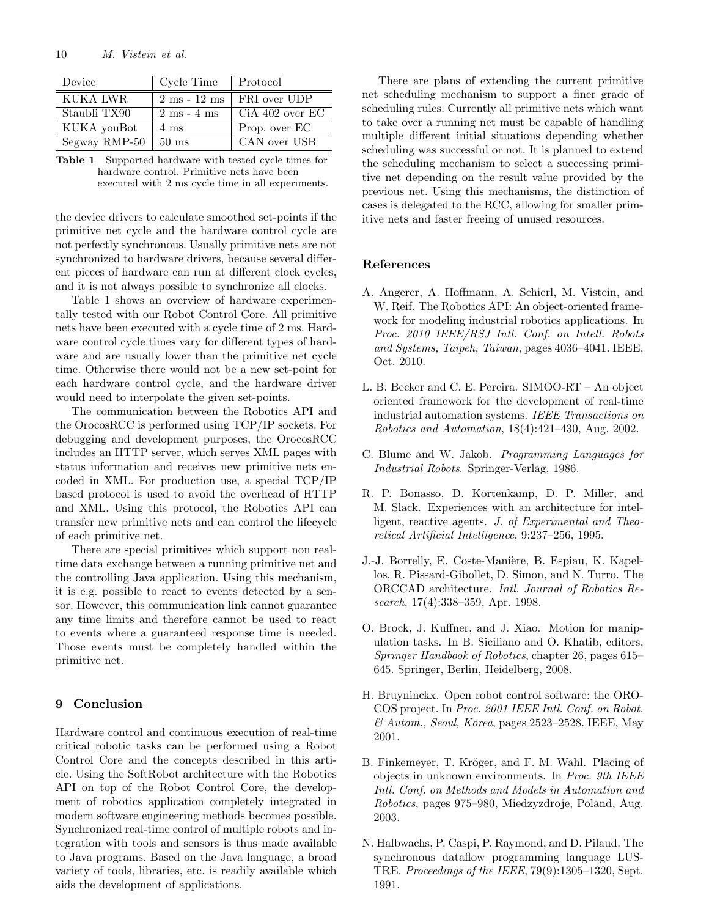| Device | Cycle Time | Protocol |
| --- | --- | --- |
| KUKA LWR | 2 ms - 12 ms | FRI over UDP |
| Staubli TX90 | 2 ms - 4 ms | CiA 402 over EC |
| KUKA youBot | 4 ms | Prop. over EC |
| Segway RMP-50 | 50 ms | CAN over USB |

**Table 1** Supported hardware with tested cycle times for hardware control. Primitive nets have been executed with 2 ms cycle time in all experiments.

the device drivers to calculate smoothed set-points if the primitive net cycle and the hardware control cycle are not perfectly synchronous. Usually primitive nets are not synchronized to hardware drivers, because several different pieces of hardware can run at different clock cycles, and it is not always possible to synchronize all clocks.

Table 1 shows an overview of hardware experimentally tested with our Robot Control Core. All primitive nets have been executed with a cycle time of 2 ms. Hardware control cycle times vary for different types of hardware and are usually lower than the primitive net cycle time. Otherwise there would not be a new set-point for each hardware control cycle, and the hardware driver would need to interpolate the given set-points.

The communication between the Robotics API and the OrocosRCC is performed using TCP/IP sockets. For debugging and development purposes, the OrocosRCC includes an HTTP server, which serves XML pages with status information and receives new primitive nets encoded in XML. For production use, a special TCP/IP based protocol is used to avoid the overhead of HTTP and XML. Using this protocol, the Robotics API can transfer new primitive nets and can control the lifecycle of each primitive net.

There are special primitives which support non realtime data exchange between a running primitive net and the controlling Java application. Using this mechanism, it is e.g. possible to react to events detected by a sensor. However, this communication link cannot guarantee any time limits and therefore cannot be used to react to events where a guaranteed response time is needed. Those events must be completely handled within the primitive net.

## 9 Conclusion

Hardware control and continuous execution of real-time critical robotic tasks can be performed using a Robot Control Core and the concepts described in this article. Using the SoftRobot architecture with the Robotics API on top of the Robot Control Core, the development of robotics application completely integrated in modern software engineering methods becomes possible. Synchronized real-time control of multiple robots and integration with tools and sensors is thus made available to Java programs. Based on the Java language, a broad variety of tools, libraries, etc. is readily available which aids the development of applications.

There are plans of extending the current primitive net scheduling mechanism to support a finer grade of scheduling rules. Currently all primitive nets which want to take over a running net must be capable of handling multiple different initial situations depending whether scheduling was successful or not. It is planned to extend the scheduling mechanism to select a successing primitive net depending on the result value provided by the previous net. Using this mechanisms, the distinction of cases is delegated to the RCC, allowing for smaller primitive nets and faster freeing of unused resources.

## References

A. Angerer, A. Hoffmann, A. Schierl, M. Vistein, and W. Reif. The Robotics API: An object-oriented framework for modeling industrial robotics applications. In *Proc. 2010 IEEE/RSJ Intl. Conf. on Intell. Robots and Systems, Taipeh, Taiwan*, pages 4036–4041. IEEE, Oct. 2010.

L. B. Becker and C. E. Pereira. SIMOO-RT – An object oriented framework for the development of real-time industrial automation systems. *IEEE Transactions on Robotics and Automation*, 18(4):421–430, Aug. 2002.

C. Blume and W. Jakob. *Programming Languages for Industrial Robots*. Springer-Verlag, 1986.

R. P. Bonasso, D. Kortenkamp, D. P. Miller, and M. Slack. Experiences with an architecture for intelligent, reactive agents. *J. of Experimental and Theoretical Artificial Intelligence*, 9:237–256, 1995.

J.-J. Borrelly, E. Coste-Manière, B. Espiau, K. Kapellos, R. Pissard-Gibollet, D. Simon, and N. Turro. The ORCCAD architecture. *Intl. Journal of Robotics Research*, 17(4):338–359, Apr. 1998.

O. Brock, J. Kuffner, and J. Xiao. Motion for manipulation tasks. In B. Siciliano and O. Khatib, editors, *Springer Handbook of Robotics*, chapter 26, pages 615–645. Springer, Berlin, Heidelberg, 2008.

H. Bruyninckx. Open robot control software: the OROCOS project. In *Proc. 2001 IEEE Intl. Conf. on Robot. & Autom., Seoul, Korea*, pages 2523–2528. IEEE, May 2001.

B. Finkemeyer, T. Kröger, and F. M. Wahl. Placing of objects in unknown environments. In *Proc. 9th IEEE Intl. Conf. on Methods and Models in Automation and Robotics*, pages 975–980, Miedzyzdroje, Poland, Aug. 2003.

N. Halbwachs, P. Caspi, P. Raymond, and D. Pilaud. The synchronous dataflow programming language LUSTRE. *Proceedings of the IEEE*, 79(9):1305–1320, Sept. 1991.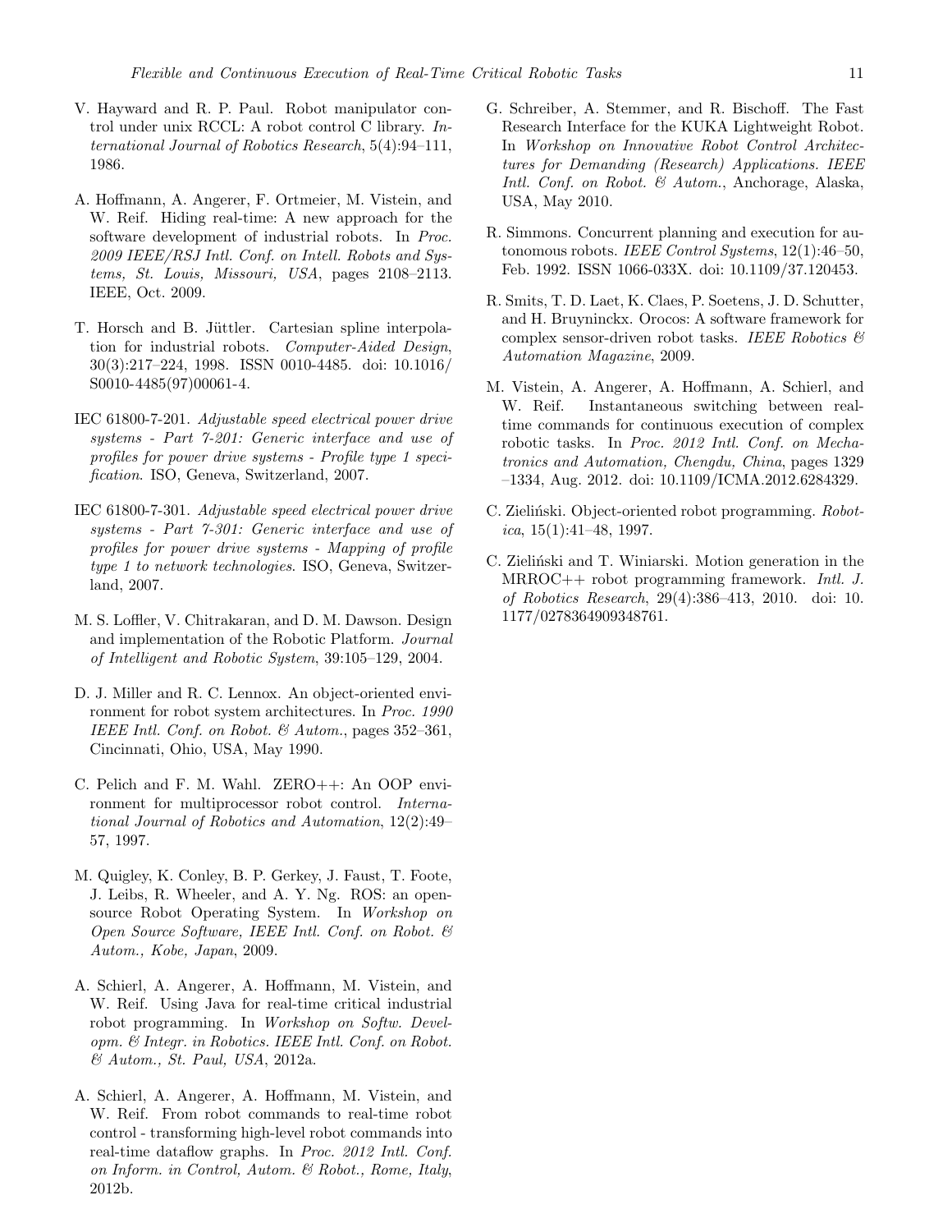V. Hayward and R. P. Paul. Robot manipulator control under unix RCCL: A robot control C library. *International Journal of Robotics Research*, 5(4):94–111, 1986.

A. Hoffmann, A. Angerer, F. Ortmeier, M. Vistein, and W. Reif. Hiding real-time: A new approach for the software development of industrial robots. In *Proc. 2009 IEEE/RSJ Intl. Conf. on Intell. Robots and Systems, St. Louis, Missouri, USA*, pages 2108–2113. IEEE, Oct. 2009.

T. Horsch and B. Jüttler. Cartesian spline interpolation for industrial robots. *Computer-Aided Design*, 30(3):217–224, 1998. ISSN 0010-4485. doi: 10.1016/S0010-4485(97)00061-4.

IEC 61800-7-201. *Adjustable speed electrical power drive systems - Part 7-201: Generic interface and use of profiles for power drive systems - Profile type 1 specification*. ISO, Geneva, Switzerland, 2007.

IEC 61800-7-301. *Adjustable speed electrical power drive systems - Part 7-301: Generic interface and use of profiles for power drive systems - Mapping of profile type 1 to network technologies*. ISO, Geneva, Switzerland, 2007.

M. S. Loffler, V. Chitrakaran, and D. M. Dawson. Design and implementation of the Robotic Platform. *Journal of Intelligent and Robotic System*, 39:105–129, 2004.

D. J. Miller and R. C. Lennox. An object-oriented environment for robot system architectures. In *Proc. 1990 IEEE Intl. Conf. on Robot. & Autom.*, pages 352–361, Cincinnati, Ohio, USA, May 1990.

C. Pelich and F. M. Wahl. ZERO++: An OOP environment for multiprocessor robot control. *International Journal of Robotics and Automation*, 12(2):49–57, 1997.

M. Quigley, K. Conley, B. P. Gerkey, J. Faust, T. Foote, J. Leibs, R. Wheeler, and A. Y. Ng. ROS: an open-source Robot Operating System. In *Workshop on Open Source Software, IEEE Intl. Conf. on Robot. & Autom., Kobe, Japan*, 2009.

A. Schierl, A. Angerer, A. Hoffmann, M. Vistein, and W. Reif. Using Java for real-time critical industrial robot programming. In *Workshop on Softw. Developm. & Integr. in Robotics. IEEE Intl. Conf. on Robot. & Autom., St. Paul, USA*, 2012a.

A. Schierl, A. Angerer, A. Hoffmann, M. Vistein, and W. Reif. From robot commands to real-time robot control - transforming high-level robot commands into real-time dataflow graphs. In *Proc. 2012 Intl. Conf. on Inform. in Control, Autom. & Robot., Rome, Italy*, 2012b.

G. Schreiber, A. Stemmer, and R. Bischoff. The Fast Research Interface for the KUKA Lightweight Robot. In *Workshop on Innovative Robot Control Architectures for Demanding (Research) Applications. IEEE Intl. Conf. on Robot. & Autom.*, Anchorage, Alaska, USA, May 2010.

R. Simmons. Concurrent planning and execution for autonomous robots. *IEEE Control Systems*, 12(1):46–50, Feb. 1992. ISSN 1066-033X. doi: 10.1109/37.120453.

R. Smits, T. D. Laet, K. Claes, P. Soetens, J. D. Schutter, and H. Bruyninckx. Orocos: A software framework for complex sensor-driven robot tasks. *IEEE Robotics & Automation Magazine*, 2009.

M. Vistein, A. Angerer, A. Hoffmann, A. Schierl, and W. Reif. Instantaneous switching between real-time commands for continuous execution of complex robotic tasks. In *Proc. 2012 Intl. Conf. on Mechatronics and Automation, Chengdu, China*, pages 1329–1334, Aug. 2012. doi: 10.1109/ICMA.2012.6284329.

C. Zieliński. Object-oriented robot programming. *Robotica*, 15(1):41–48, 1997.

C. Zieliński and T. Winiarski. Motion generation in the MRROC++ robot programming framework. *Intl. J. of Robotics Research*, 29(4):386–413, 2010. doi: 10.1177/0278364909348761.